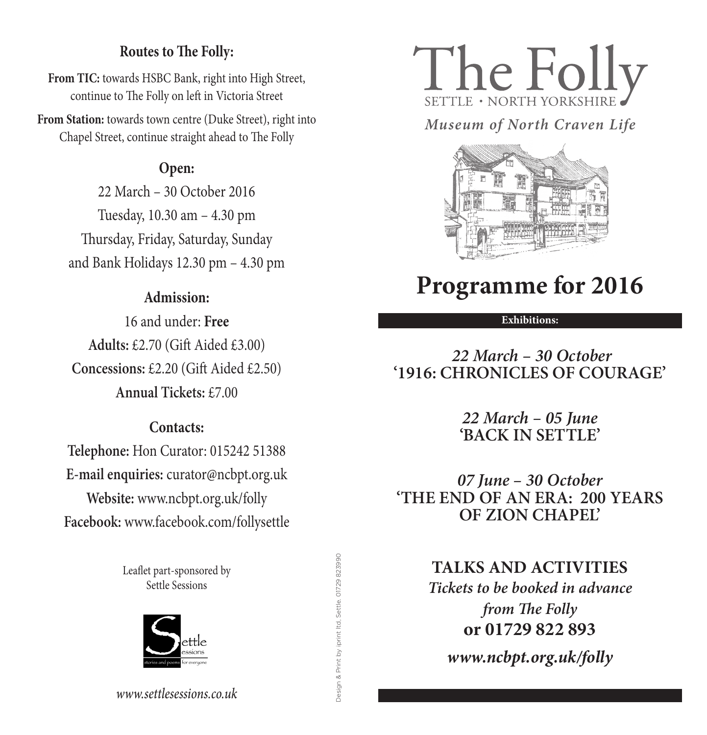## Routes to The Folly:

**From TIC:** towards HSBC Bank, right into High Street, continue to The Folly on left in Victoria Street

**From Station:** towards town centre (Duke Street), right into Chapel Street, continue straight ahead to The Folly

## Open:

22 March – 30 October 2016

Tuesday, 10.30 am – 4.30 pm

Thursday, Friday, Saturday, Sunday and Bank Holidays 12.30 pm – 4.30 pm

## Admission:

16 and under: **Free**

**Adults:** £2.70 (Gift Aided £3.00)

**Concessions:** £2.20 (Gift Aided £2.50)

**Annual Tickets:** £7.00

## Contacts:

**Telephone:** Hon Curator: 015242 51388

**E-mail enquiries:** curator@ncbpt.org.uk

**Website:** www.ncbpt.org.uk/folly

**Facebook:** www.facebook.com/follysettle

Leaflet part-sponsored by Settle Sessions

Settle Sessions — stories and poems for everyone

*www.settlesessions.co.uk*

Design & Print by iprint ltd, Settle. 01729 823990

# The Folly

SETTLE • NORTH YORKSHIRE

*Museum of North Craven Life*

# Programme for 2016

**Exhibitions:**

*22 March – 30 October*
**'1916: CHRONICLES OF COURAGE'**

*22 March – 05 June*
**'BACK IN SETTLE'**

*07 June – 30 October*
**'THE END OF AN ERA: 200 YEARS OF ZION CHAPEL'**

## TALKS AND ACTIVITIES

*Tickets to be booked in advance from The Folly*
**or 01729 822 893**

*www.ncbpt.org.uk/folly*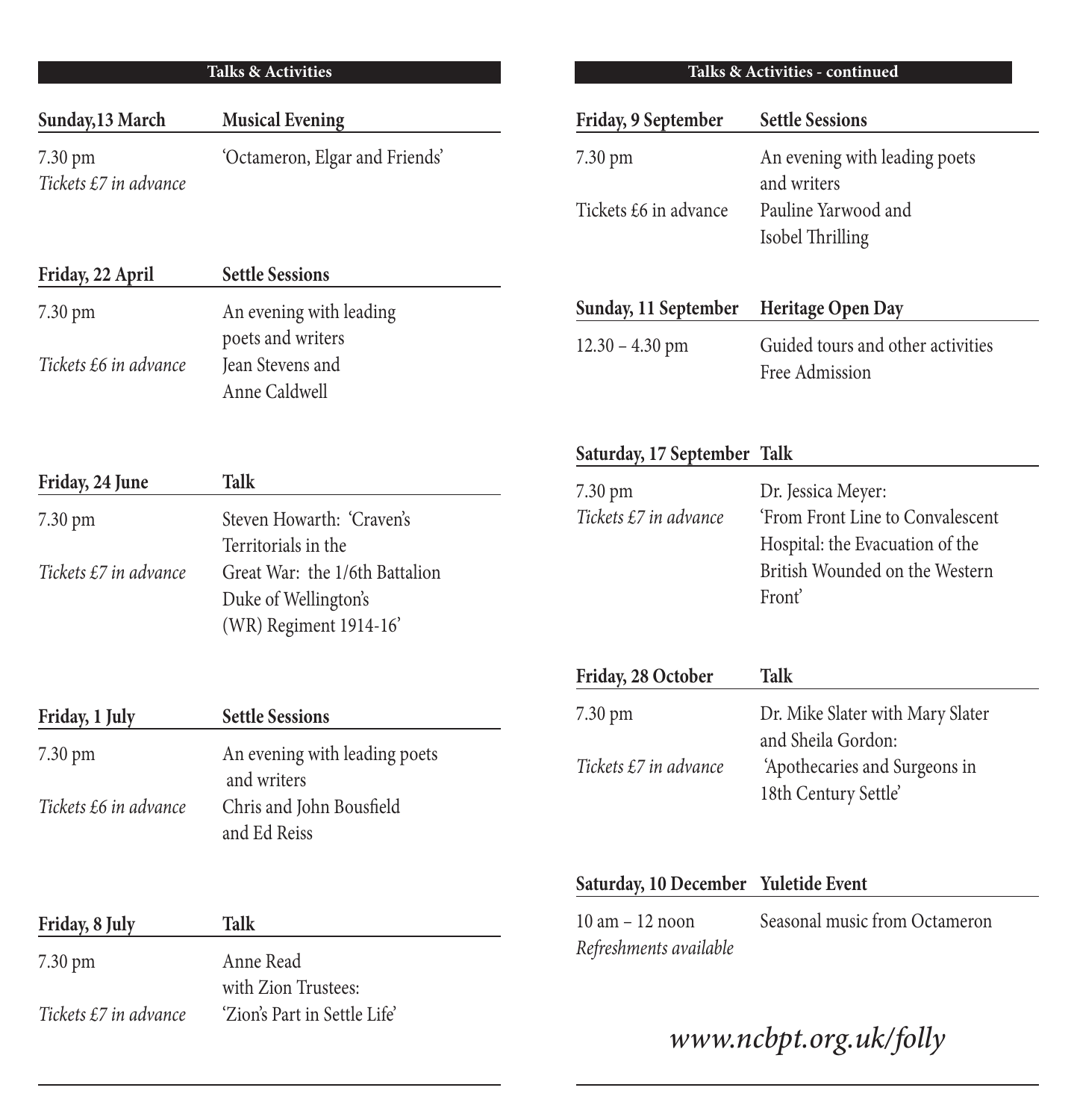## Talks & Activities

**Sunday,13 March** — **Musical Evening**

7.30 pm
*Tickets £7 in advance*

'Octameron, Elgar and Friends'

**Friday, 22 April** — **Settle Sessions**

7.30 pm
*Tickets £6 in advance*

An evening with leading poets and writers
Jean Stevens and Anne Caldwell

**Friday, 24 June** — **Talk**

7.30 pm
*Tickets £7 in advance*

Steven Howarth: 'Craven's Territorials in the Great War: the 1/6th Battalion Duke of Wellington's (WR) Regiment 1914-16'

**Friday, 1 July** — **Settle Sessions**

7.30 pm
*Tickets £6 in advance*

An evening with leading poets and writers
Chris and John Bousfield and Ed Reiss

**Friday, 8 July** — **Talk**

7.30 pm
*Tickets £7 in advance*

Anne Read with Zion Trustees:
'Zion's Part in Settle Life'

## Talks & Activities - continued

**Friday, 9 September** — **Settle Sessions**

7.30 pm
Tickets £6 in advance

An evening with leading poets and writers
Pauline Yarwood and Isobel Thrilling

**Sunday, 11 September** — **Heritage Open Day**

12.30 – 4.30 pm

Guided tours and other activities
Free Admission

**Saturday, 17 September** — **Talk**

7.30 pm
*Tickets £7 in advance*

Dr. Jessica Meyer:
'From Front Line to Convalescent Hospital: the Evacuation of the British Wounded on the Western Front'

**Friday, 28 October** — **Talk**

7.30 pm
*Tickets £7 in advance*

Dr. Mike Slater with Mary Slater and Sheila Gordon:
'Apothecaries and Surgeons in 18th Century Settle'

**Saturday, 10 December** — **Yuletide Event**

10 am – 12 noon
*Refreshments available*

Seasonal music from Octameron

*www.ncbpt.org.uk/folly*